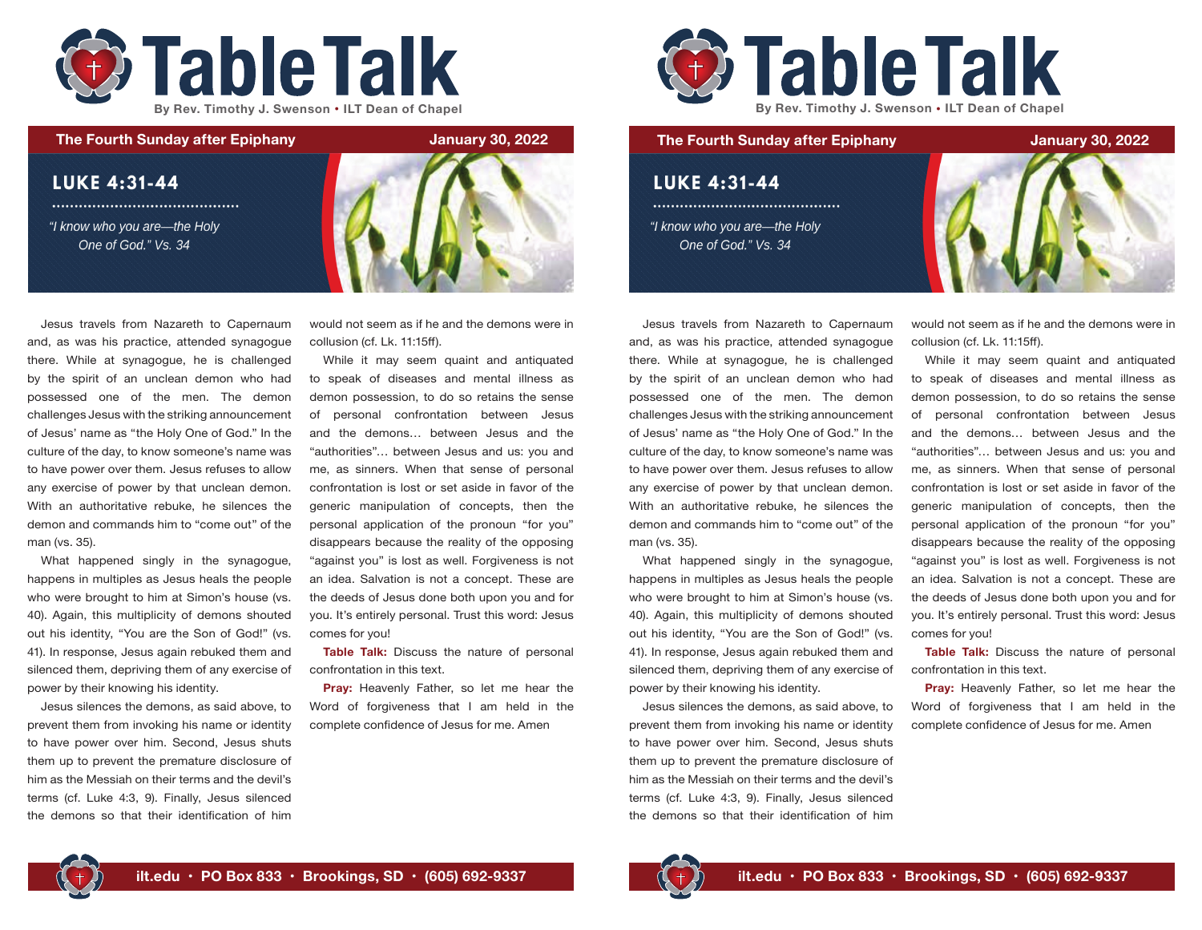# Table Talk

By Rev. Timothy J. Swenson • ILT Dean of Chapel

**The Fourth Sunday after Epiphany** — **January 30, 2022**

## LUKE 4:31-44

*"I know who you are—the Holy One of God." Vs. 34*

Jesus travels from Nazareth to Capernaum and, as was his practice, attended synagogue there. While at synagogue, he is challenged by the spirit of an unclean demon who had possessed one of the men. The demon challenges Jesus with the striking announcement of Jesus' name as "the Holy One of God." In the culture of the day, to know someone's name was to have power over them. Jesus refuses to allow any exercise of power by that unclean demon. With an authoritative rebuke, he silences the demon and commands him to "come out" of the man (vs. 35).

What happened singly in the synagogue, happens in multiples as Jesus heals the people who were brought to him at Simon's house (vs. 40). Again, this multiplicity of demons shouted out his identity, "You are the Son of God!" (vs. 41). In response, Jesus again rebuked them and silenced them, depriving them of any exercise of power by their knowing his identity.

Jesus silences the demons, as said above, to prevent them from invoking his name or identity to have power over him. Second, Jesus shuts them up to prevent the premature disclosure of him as the Messiah on their terms and the devil's terms (cf. Luke 4:3, 9). Finally, Jesus silenced the demons so that their identification of him would not seem as if he and the demons were in collusion (cf. Lk. 11:15ff).

While it may seem quaint and antiquated to speak of diseases and mental illness as demon possession, to do so retains the sense of personal confrontation between Jesus and the demons… between Jesus and the "authorities"… between Jesus and us: you and me, as sinners. When that sense of personal confrontation is lost or set aside in favor of the generic manipulation of concepts, then the personal application of the pronoun "for you" disappears because the reality of the opposing "against you" is lost as well. Forgiveness is not an idea. Salvation is not a concept. These are the deeds of Jesus done both upon you and for you. It's entirely personal. Trust this word: Jesus comes for you!

**Table Talk:** Discuss the nature of personal confrontation in this text.

**Pray:** Heavenly Father, so let me hear the Word of forgiveness that I am held in the complete confidence of Jesus for me. Amen

ilt.edu • PO Box 833 • Brookings, SD • (605) 692-9337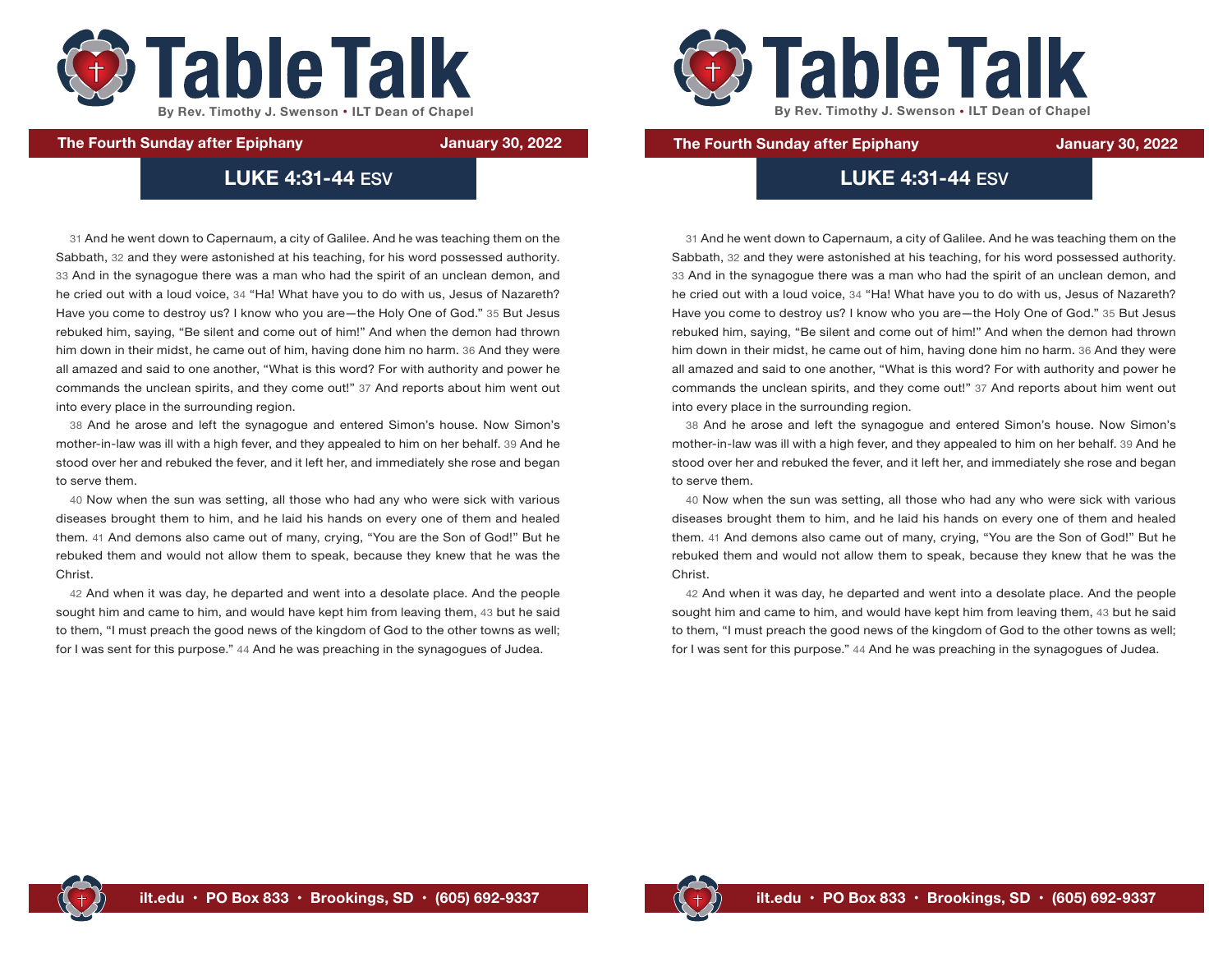# Table Talk

By Rev. Timothy J. Swenson • ILT Dean of Chapel

**The Fourth Sunday after Epiphany** **January 30, 2022**

## LUKE 4:31-44 ESV

31 And he went down to Capernaum, a city of Galilee. And he was teaching them on the Sabbath, 32 and they were astonished at his teaching, for his word possessed authority. 33 And in the synagogue there was a man who had the spirit of an unclean demon, and he cried out with a loud voice, 34 "Ha! What have you to do with us, Jesus of Nazareth? Have you come to destroy us? I know who you are—the Holy One of God." 35 But Jesus rebuked him, saying, "Be silent and come out of him!" And when the demon had thrown him down in their midst, he came out of him, having done him no harm. 36 And they were all amazed and said to one another, "What is this word? For with authority and power he commands the unclean spirits, and they come out!" 37 And reports about him went out into every place in the surrounding region.

38 And he arose and left the synagogue and entered Simon's house. Now Simon's mother-in-law was ill with a high fever, and they appealed to him on her behalf. 39 And he stood over her and rebuked the fever, and it left her, and immediately she rose and began to serve them.

40 Now when the sun was setting, all those who had any who were sick with various diseases brought them to him, and he laid his hands on every one of them and healed them. 41 And demons also came out of many, crying, "You are the Son of God!" But he rebuked them and would not allow them to speak, because they knew that he was the Christ.

42 And when it was day, he departed and went into a desolate place. And the people sought him and came to him, and would have kept him from leaving them, 43 but he said to them, "I must preach the good news of the kingdom of God to the other towns as well; for I was sent for this purpose." 44 And he was preaching in the synagogues of Judea.

ilt.edu • PO Box 833 • Brookings, SD • (605) 692-9337

# Table Talk

By Rev. Timothy J. Swenson • ILT Dean of Chapel

**The Fourth Sunday after Epiphany** **January 30, 2022**

## LUKE 4:31-44 ESV

31 And he went down to Capernaum, a city of Galilee. And he was teaching them on the Sabbath, 32 and they were astonished at his teaching, for his word possessed authority. 33 And in the synagogue there was a man who had the spirit of an unclean demon, and he cried out with a loud voice, 34 "Ha! What have you to do with us, Jesus of Nazareth? Have you come to destroy us? I know who you are—the Holy One of God." 35 But Jesus rebuked him, saying, "Be silent and come out of him!" And when the demon had thrown him down in their midst, he came out of him, having done him no harm. 36 And they were all amazed and said to one another, "What is this word? For with authority and power he commands the unclean spirits, and they come out!" 37 And reports about him went out into every place in the surrounding region.

38 And he arose and left the synagogue and entered Simon's house. Now Simon's mother-in-law was ill with a high fever, and they appealed to him on her behalf. 39 And he stood over her and rebuked the fever, and it left her, and immediately she rose and began to serve them.

40 Now when the sun was setting, all those who had any who were sick with various diseases brought them to him, and he laid his hands on every one of them and healed them. 41 And demons also came out of many, crying, "You are the Son of God!" But he rebuked them and would not allow them to speak, because they knew that he was the Christ.

42 And when it was day, he departed and went into a desolate place. And the people sought him and came to him, and would have kept him from leaving them, 43 but he said to them, "I must preach the good news of the kingdom of God to the other towns as well; for I was sent for this purpose." 44 And he was preaching in the synagogues of Judea.

ilt.edu • PO Box 833 • Brookings, SD • (605) 692-9337